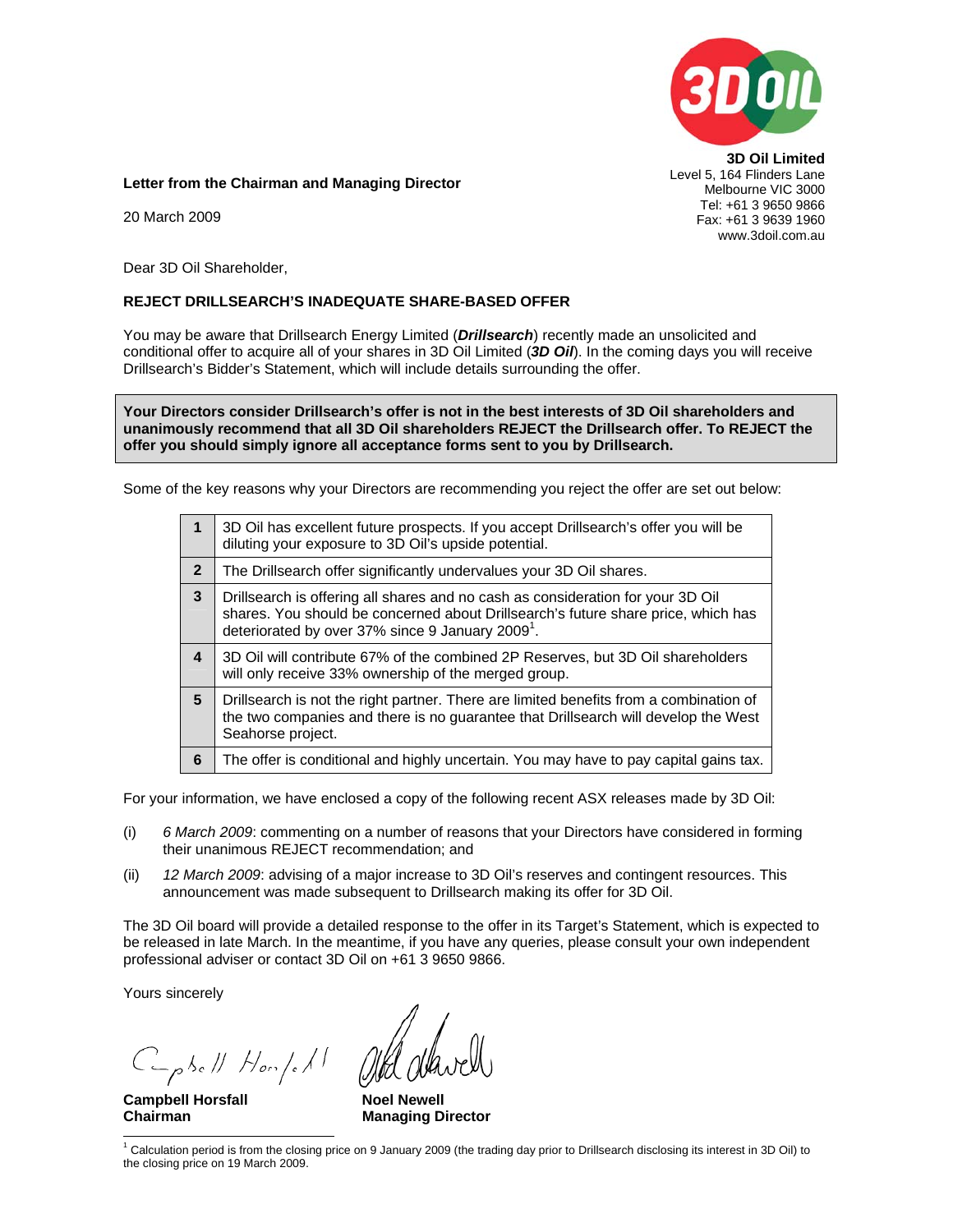**3D Oil Limited**
Level 5, 164 Flinders Lane
Melbourne VIC 3000
Tel: +61 3 9650 9866
Fax: +61 3 9639 1960
www.3doil.com.au

**Letter from the Chairman and Managing Director**

20 March 2009

Dear 3D Oil Shareholder,

**REJECT DRILLSEARCH'S INADEQUATE SHARE-BASED OFFER**

You may be aware that Drillsearch Energy Limited (***Drillsearch***) recently made an unsolicited and conditional offer to acquire all of your shares in 3D Oil Limited (***3D Oil***). In the coming days you will receive Drillsearch's Bidder's Statement, which will include details surrounding the offer.

> **Your Directors consider Drillsearch's offer is not in the best interests of 3D Oil shareholders and unanimously recommend that all 3D Oil shareholders REJECT the Drillsearch offer. To REJECT the offer you should simply ignore all acceptance forms sent to you by Drillsearch.**

Some of the key reasons why your Directors are recommending you reject the offer are set out below:

| | |
|---|---|
| **1** | 3D Oil has excellent future prospects. If you accept Drillsearch's offer you will be diluting your exposure to 3D Oil's upside potential. |
| **2** | The Drillsearch offer significantly undervalues your 3D Oil shares. |
| **3** | Drillsearch is offering all shares and no cash as consideration for your 3D Oil shares. You should be concerned about Drillsearch's future share price, which has deteriorated by over 37% since 9 January 2009[1]. |
| **4** | 3D Oil will contribute 67% of the combined 2P Reserves, but 3D Oil shareholders will only receive 33% ownership of the merged group. |
| **5** | Drillsearch is not the right partner. There are limited benefits from a combination of the two companies and there is no guarantee that Drillsearch will develop the West Seahorse project. |
| **6** | The offer is conditional and highly uncertain. You may have to pay capital gains tax. |

For your information, we have enclosed a copy of the following recent ASX releases made by 3D Oil:

(i) *6 March 2009*: commenting on a number of reasons that your Directors have considered in forming their unanimous REJECT recommendation; and

(ii) *12 March 2009*: advising of a major increase to 3D Oil's reserves and contingent resources. This announcement was made subsequent to Drillsearch making its offer for 3D Oil.

The 3D Oil board will provide a detailed response to the offer in its Target's Statement, which is expected to be released in late March. In the meantime, if you have any queries, please consult your own independent professional adviser or contact 3D Oil on +61 3 9650 9866.

Yours sincerely

**Campbell Horsfall**
**Chairman**

**Noel Newell**
**Managing Director**

[1] Calculation period is from the closing price on 9 January 2009 (the trading day prior to Drillsearch disclosing its interest in 3D Oil) to the closing price on 19 March 2009.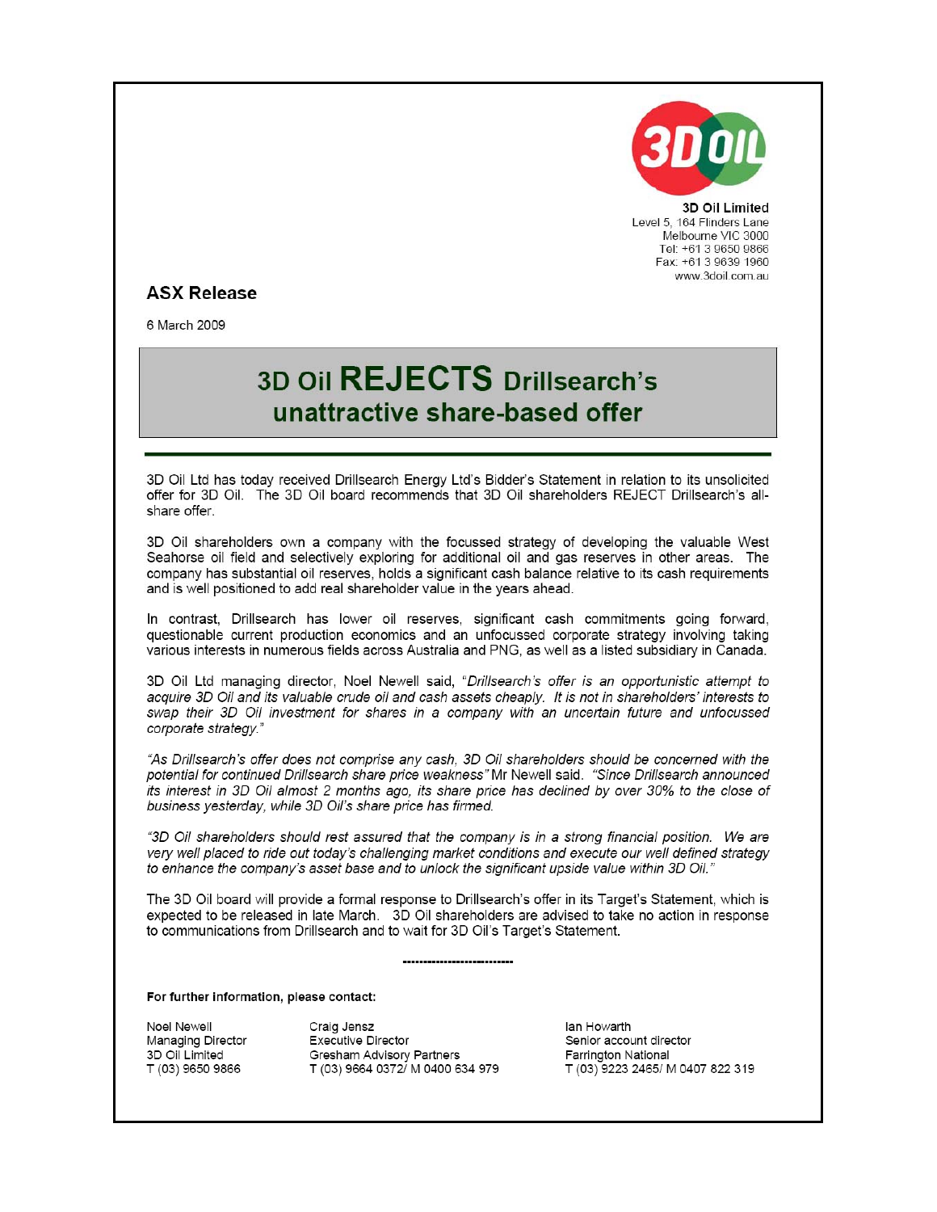**3D Oil Limited**
Level 5, 164 Flinders Lane
Melbourne VIC 3000
Tel: +61 3 9650 9866
Fax: +61 3 9639 1960
www.3doil.com.au

## ASX Release

6 March 2009

# 3D Oil REJECTS Drillsearch's unattractive share-based offer

3D Oil Ltd has today received Drillsearch Energy Ltd's Bidder's Statement in relation to its unsolicited offer for 3D Oil. The 3D Oil board recommends that 3D Oil shareholders REJECT Drillsearch's all-share offer.

3D Oil shareholders own a company with the focussed strategy of developing the valuable West Seahorse oil field and selectively exploring for additional oil and gas reserves in other areas. The company has substantial oil reserves, holds a significant cash balance relative to its cash requirements and is well positioned to add real shareholder value in the years ahead.

In contrast, Drillsearch has lower oil reserves, significant cash commitments going forward, questionable current production economics and an unfocussed corporate strategy involving taking various interests in numerous fields across Australia and PNG, as well as a listed subsidiary in Canada.

3D Oil Ltd managing director, Noel Newell said, *"Drillsearch's offer is an opportunistic attempt to acquire 3D Oil and its valuable crude oil and cash assets cheaply. It is not in shareholders' interests to swap their 3D Oil investment for shares in a company with an uncertain future and unfocussed corporate strategy."*

*"As Drillsearch's offer does not comprise any cash, 3D Oil shareholders should be concerned with the potential for continued Drillsearch share price weakness"* Mr Newell said. *"Since Drillsearch announced its interest in 3D Oil almost 2 months ago, its share price has declined by over 30% to the close of business yesterday, while 3D Oil's share price has firmed.*

*"3D Oil shareholders should rest assured that the company is in a strong financial position. We are very well placed to ride out today's challenging market conditions and execute our well defined strategy to enhance the company's asset base and to unlock the significant upside value within 3D Oil."*

The 3D Oil board will provide a formal response to Drillsearch's offer in its Target's Statement, which is expected to be released in late March. 3D Oil shareholders are advised to take no action in response to communications from Drillsearch and to wait for 3D Oil's Target's Statement.

---

**For further information, please contact:**

Noel Newell
Managing Director
3D Oil Limited
T (03) 9650 9866

Craig Jensz
Executive Director
Gresham Advisory Partners
T (03) 9664 0372/ M 0400 634 979

Ian Howarth
Senior account director
Farrington National
T (03) 9223 2465/ M 0407 822 319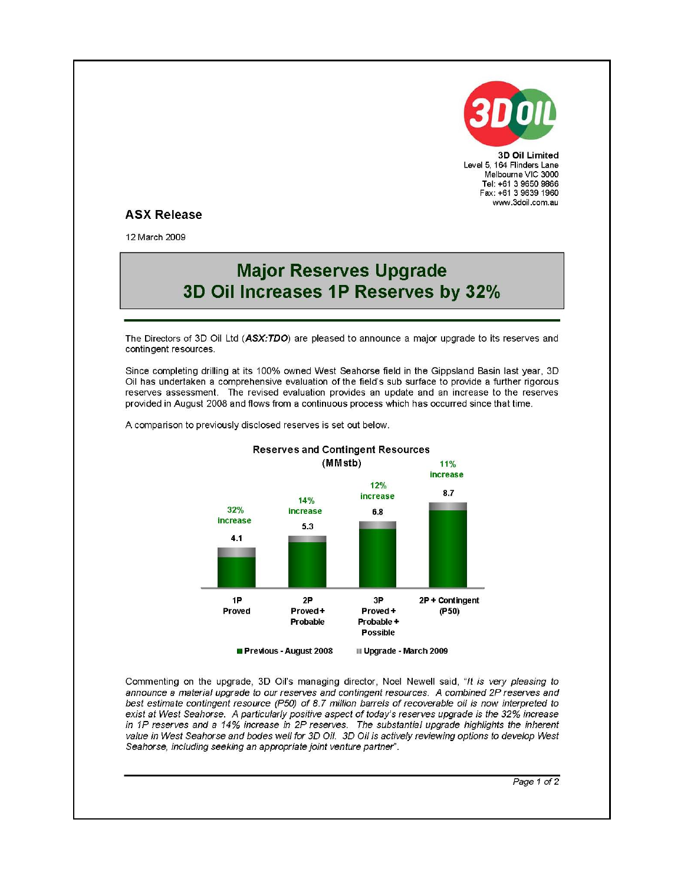3D Oil Limited
Level 5, 164 Flinders Lane
Melbourne VIC 3000
Tel: +61 3 9650 9866
Fax: +61 3 9639 1960
www.3doil.com.au

## ASX Release

12 March 2009

# Major Reserves Upgrade
# 3D Oil Increases 1P Reserves by 32%

The Directors of 3D Oil Ltd (***ASX:TDO***) are pleased to announce a major upgrade to its reserves and contingent resources.

Since completing drilling at its 100% owned West Seahorse field in the Gippsland Basin last year, 3D Oil has undertaken a comprehensive evaluation of the field's sub surface to provide a further rigorous reserves assessment. The revised evaluation provides an update and an increase to the reserves provided in August 2008 and flows from a continuous process which has occurred since that time.

A comparison to previously disclosed reserves is set out below.

**Reserves and Contingent Resources (MMstb)**

| Category | Reserves (MMstb) | Increase |
|---|---|---|
| 1P Proved | 4.1 | 32% increase |
| 2P Proved + Probable | 5.3 | 14% increase |
| 3P Proved + Probable + Possible | 6.8 | 12% increase |
| 2P + Contingent (P50) | 8.7 | 11% increase |

■ Previous - August 2008 ■ Upgrade - March 2009

Commenting on the upgrade, 3D Oil's managing director, Noel Newell said, "*It is very pleasing to announce a material upgrade to our reserves and contingent resources. A combined 2P reserves and best estimate contingent resource (P50) of 8.7 million barrels of recoverable oil is now interpreted to exist at West Seahorse. A particularly positive aspect of today's reserves upgrade is the 32% increase in 1P reserves and a 14% increase in 2P reserves. The substantial upgrade highlights the inherent value in West Seahorse and bodes well for 3D Oil. 3D Oil is actively reviewing options to develop West Seahorse, including seeking an appropriate joint venture partner*".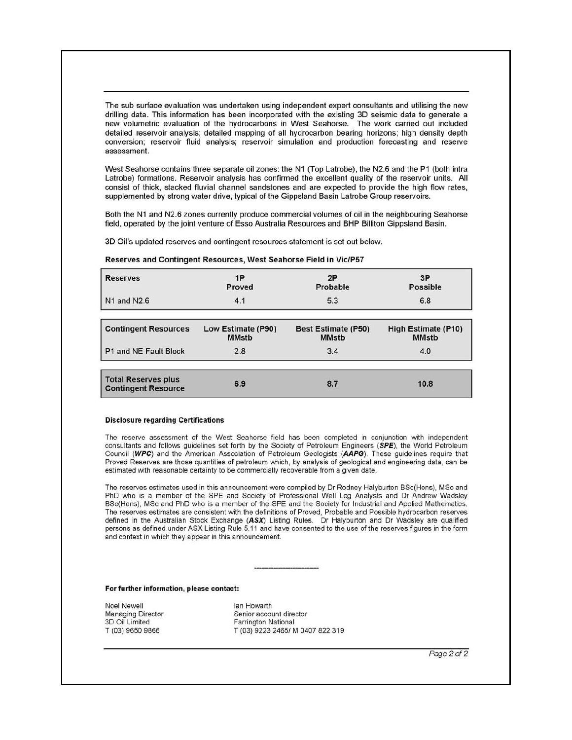The sub surface evaluation was undertaken using independent expert consultants and utilising the new drilling data. This information has been incorporated with the existing 3D seismic data to generate a new volumetric evaluation of the hydrocarbons in West Seahorse. The work carried out included detailed reservoir analysis; detailed mapping of all hydrocarbon bearing horizons; high density depth conversion; reservoir fluid analysis; reservoir simulation and production forecasting and reserve assessment.

West Seahorse contains three separate oil zones: the N1 (Top Latrobe), the N2.6 and the P1 (both intra Latrobe) formations. Reservoir analysis has confirmed the excellent quality of the reservoir units. All consist of thick, stacked fluvial channel sandstones and are expected to provide the high flow rates, supplemented by strong water drive, typical of the Gippsland Basin Latrobe Group reservoirs.

Both the N1 and N2.6 zones currently produce commercial volumes of oil in the neighbouring Seahorse field, operated by the joint venture of Esso Australia Resources and BHP Billiton Gippsland Basin.

3D Oil's updated reserves and contingent resources statement is set out below.

**Reserves and Contingent Resources, West Seahorse Field in Vic/P57**

| **Reserves** | **1P Proved** | **2P Probable** | **3P Possible** |
|---|---|---|---|
| N1 and N2.6 | 4.1 | 5.3 | 6.8 |

| **Contingent Resources** | **Low Estimate (P90) MMstb** | **Best Estimate (P50) MMstb** | **High Estimate (P10) MMstb** |
|---|---|---|---|
| P1 and NE Fault Block | 2.8 | 3.4 | 4.0 |

| | | | |
|---|---|---|---|
| **Total Reserves plus Contingent Resource** | **6.9** | **8.7** | **10.8** |

**Disclosure regarding Certifications**

The reserve assessment of the West Seahorse field has been completed in conjunction with independent consultants and follows guidelines set forth by the Society of Petroleum Engineers (***SPE***), the World Petroleum Council (***WPC***) and the American Association of Petroleum Geologists (***AAPG***). These guidelines require that Proved Reserves are those quantities of petroleum which, by analysis of geological and engineering data, can be estimated with reasonable certainty to be commercially recoverable from a given date.

The reserves estimates used in this announcement were compiled by Dr Rodney Halyburton BSc(Hons), MSc and PhD who is a member of the SPE and Society of Professional Well Log Analysts and Dr Andrew Wadsley BSc(Hons), MSc and PhD who is a member of the SPE and the Society for Industrial and Applied Mathematics. The reserves estimates are consistent with the definitions of Proved, Probable and Possible hydrocarbon reserves defined in the Australian Stock Exchange (***ASX***) Listing Rules. Dr Halyburton and Dr Wadsley are qualified persons as defined under ASX Listing Rule 5.11 and have consented to the use of the reserves figures in the form and context in which they appear in this announcement.

---

**For further information, please contact:**

Noel Newell
Managing Director
3D Oil Limited
T (03) 9650 9866

Ian Howarth
Senior account director
Farrington National
T (03) 9223 2465/ M 0407 822 319